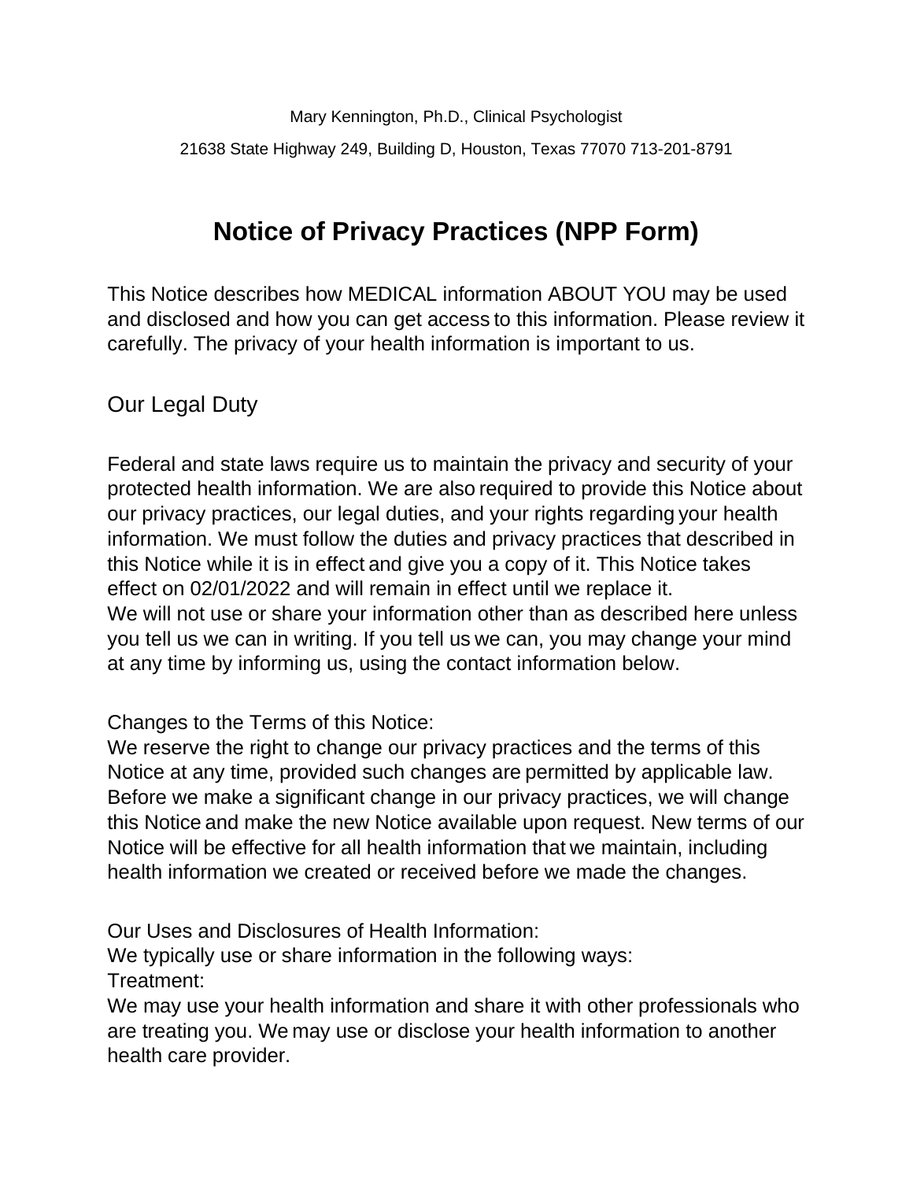Mary Kennington, Ph.D., Clinical Psychologist

21638 State Highway 249, Building D, Houston, Texas 77070 713-201-8791

# Notice of Privacy Practices (NPP Form)

This Notice describes how MEDICAL information ABOUT YOU may be used and disclosed and how you can get access to this information. Please review it carefully. The privacy of your health information is important to us.

## Our Legal Duty

Federal and state laws require us to maintain the privacy and security of your protected health information. We are also required to provide this Notice about our privacy practices, our legal duties, and your rights regarding your health information. We must follow the duties and privacy practices that described in this Notice while it is in effect and give you a copy of it. This Notice takes effect on 02/01/2022 and will remain in effect until we replace it.
We will not use or share your information other than as described here unless you tell us we can in writing. If you tell us we can, you may change your mind at any time by informing us, using the contact information below.

Changes to the Terms of this Notice:
We reserve the right to change our privacy practices and the terms of this Notice at any time, provided such changes are permitted by applicable law. Before we make a significant change in our privacy practices, we will change this Notice and make the new Notice available upon request. New terms of our Notice will be effective for all health information that we maintain, including health information we created or received before we made the changes.

Our Uses and Disclosures of Health Information:
We typically use or share information in the following ways:
Treatment:
We may use your health information and share it with other professionals who are treating you. We may use or disclose your health information to another health care provider.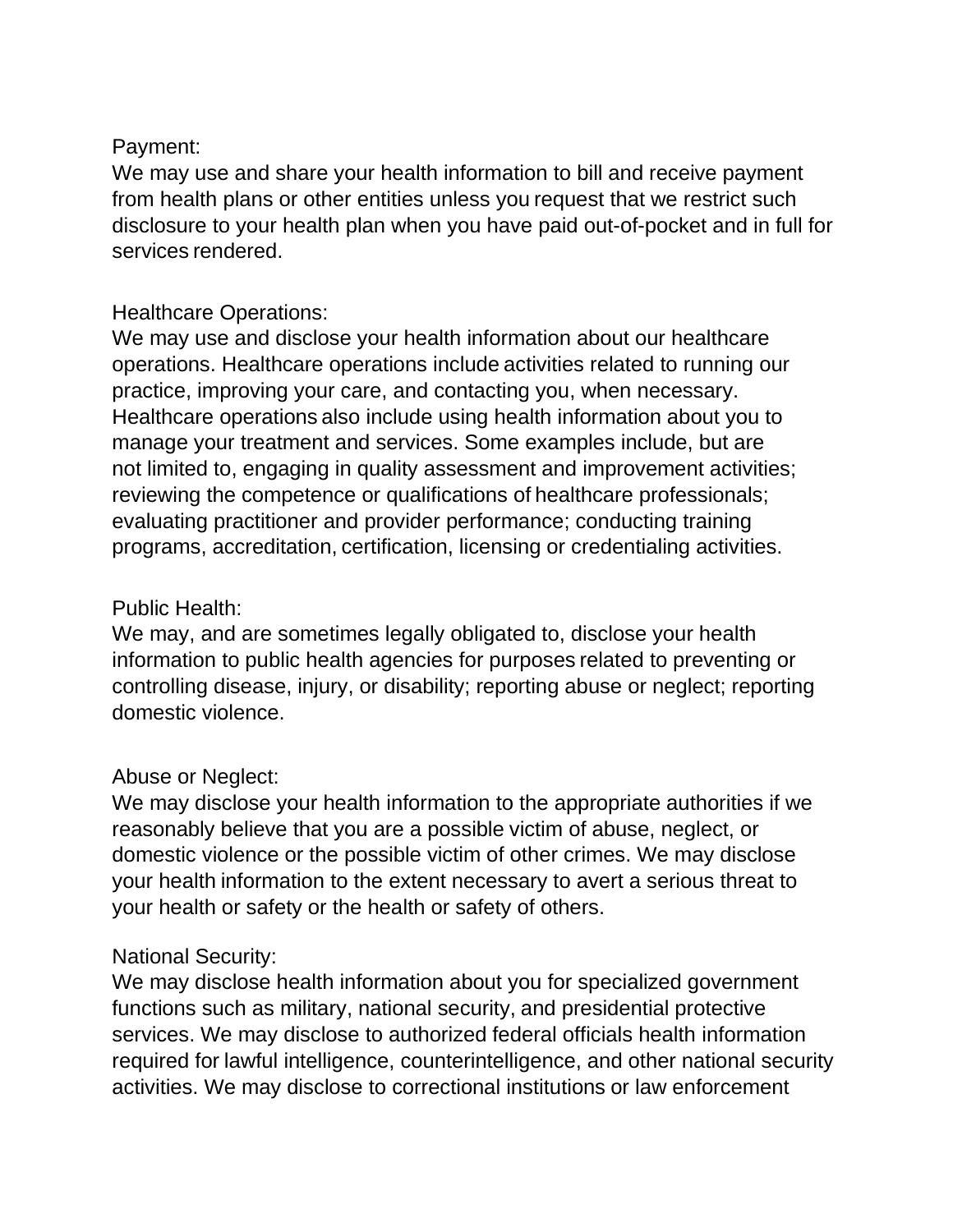Payment:

We may use and share your health information to bill and receive payment from health plans or other entities unless you request that we restrict such disclosure to your health plan when you have paid out-of-pocket and in full for services rendered.

Healthcare Operations:

We may use and disclose your health information about our healthcare operations. Healthcare operations include activities related to running our practice, improving your care, and contacting you, when necessary. Healthcare operations also include using health information about you to manage your treatment and services. Some examples include, but are not limited to, engaging in quality assessment and improvement activities; reviewing the competence or qualifications of healthcare professionals; evaluating practitioner and provider performance; conducting training programs, accreditation, certification, licensing or credentialing activities.

Public Health:

We may, and are sometimes legally obligated to, disclose your health information to public health agencies for purposes related to preventing or controlling disease, injury, or disability; reporting abuse or neglect; reporting domestic violence.

Abuse or Neglect:

We may disclose your health information to the appropriate authorities if we reasonably believe that you are a possible victim of abuse, neglect, or domestic violence or the possible victim of other crimes. We may disclose your health information to the extent necessary to avert a serious threat to your health or safety or the health or safety of others.

National Security:

We may disclose health information about you for specialized government functions such as military, national security, and presidential protective services. We may disclose to authorized federal officials health information required for lawful intelligence, counterintelligence, and other national security activities. We may disclose to correctional institutions or law enforcement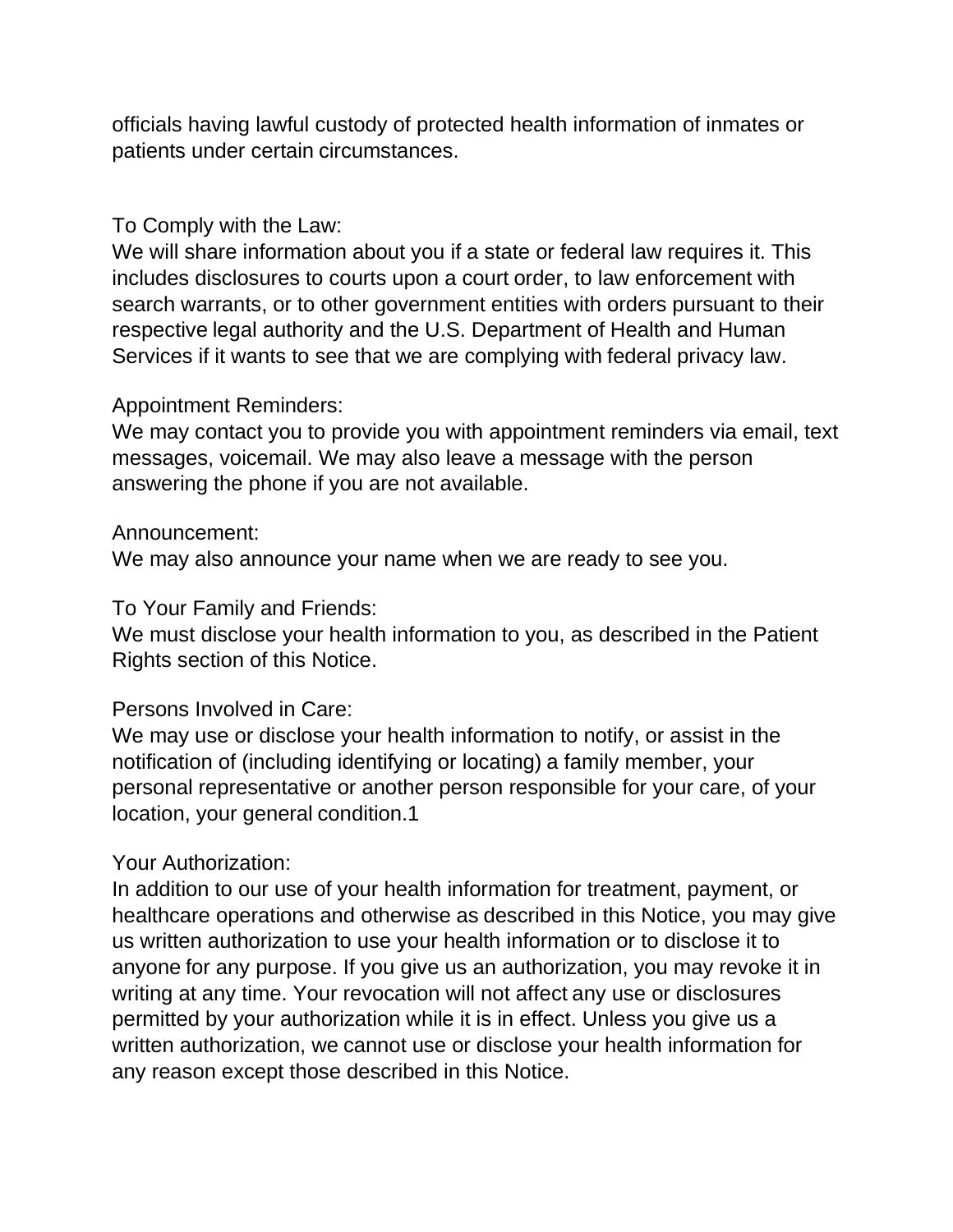officials having lawful custody of protected health information of inmates or patients under certain circumstances.

To Comply with the Law:
We will share information about you if a state or federal law requires it. This includes disclosures to courts upon a court order, to law enforcement with search warrants, or to other government entities with orders pursuant to their respective legal authority and the U.S. Department of Health and Human Services if it wants to see that we are complying with federal privacy law.

Appointment Reminders:
We may contact you to provide you with appointment reminders via email, text messages, voicemail. We may also leave a message with the person answering the phone if you are not available.

Announcement:
We may also announce your name when we are ready to see you.

To Your Family and Friends:
We must disclose your health information to you, as described in the Patient Rights section of this Notice.

Persons Involved in Care:
We may use or disclose your health information to notify, or assist in the notification of (including identifying or locating) a family member, your personal representative or another person responsible for your care, of your location, your general condition.1

Your Authorization:
In addition to our use of your health information for treatment, payment, or healthcare operations and otherwise as described in this Notice, you may give us written authorization to use your health information or to disclose it to anyone for any purpose. If you give us an authorization, you may revoke it in writing at any time. Your revocation will not affect any use or disclosures permitted by your authorization while it is in effect. Unless you give us a written authorization, we cannot use or disclose your health information for any reason except those described in this Notice.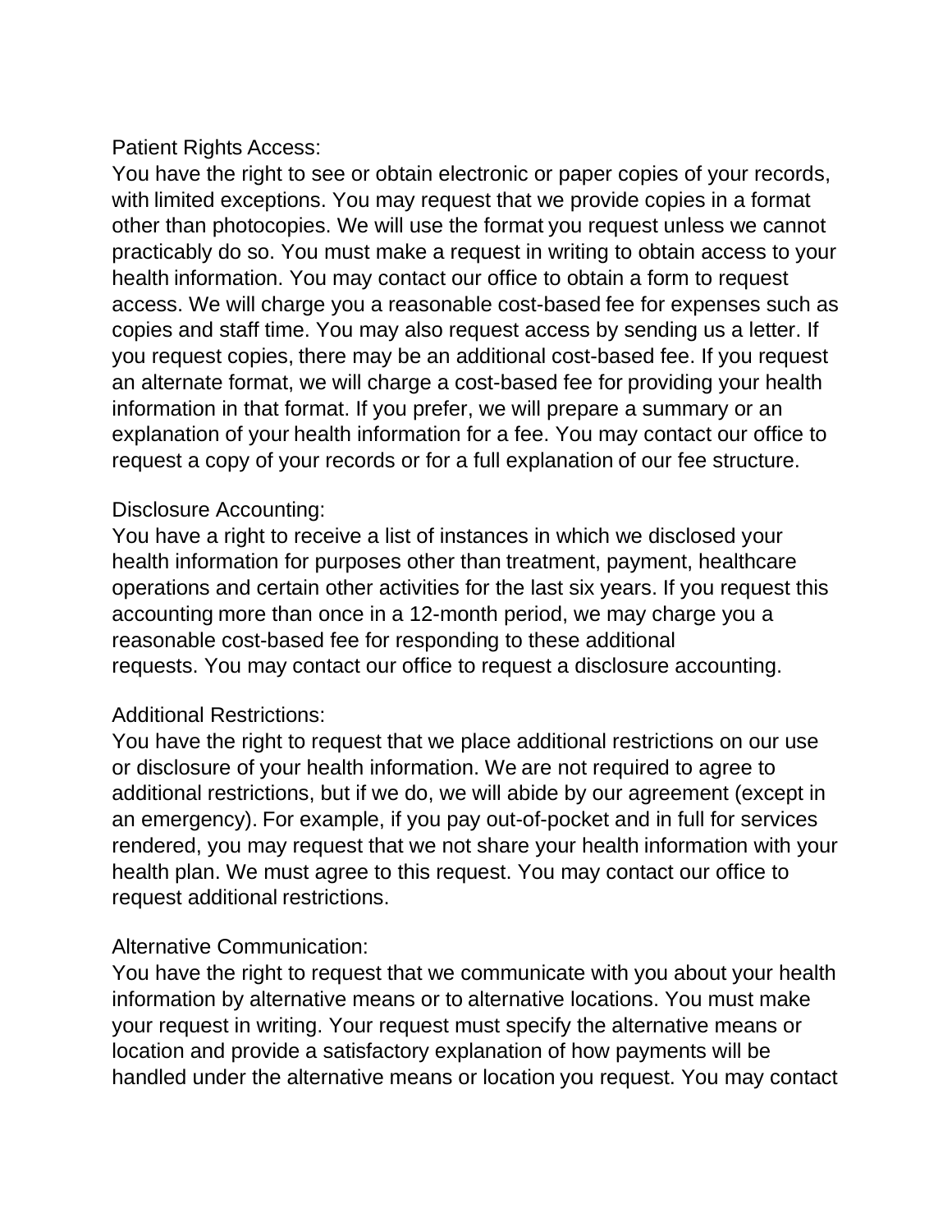Patient Rights Access:

You have the right to see or obtain electronic or paper copies of your records, with limited exceptions. You may request that we provide copies in a format other than photocopies. We will use the format you request unless we cannot practicably do so. You must make a request in writing to obtain access to your health information. You may contact our office to obtain a form to request access. We will charge you a reasonable cost-based fee for expenses such as copies and staff time. You may also request access by sending us a letter. If you request copies, there may be an additional cost-based fee. If you request an alternate format, we will charge a cost-based fee for providing your health information in that format. If you prefer, we will prepare a summary or an explanation of your health information for a fee. You may contact our office to request a copy of your records or for a full explanation of our fee structure.

Disclosure Accounting:

You have a right to receive a list of instances in which we disclosed your health information for purposes other than treatment, payment, healthcare operations and certain other activities for the last six years. If you request this accounting more than once in a 12-month period, we may charge you a reasonable cost-based fee for responding to these additional requests. You may contact our office to request a disclosure accounting.

Additional Restrictions:

You have the right to request that we place additional restrictions on our use or disclosure of your health information. We are not required to agree to additional restrictions, but if we do, we will abide by our agreement (except in an emergency). For example, if you pay out-of-pocket and in full for services rendered, you may request that we not share your health information with your health plan. We must agree to this request. You may contact our office to request additional restrictions.

Alternative Communication:

You have the right to request that we communicate with you about your health information by alternative means or to alternative locations. You must make your request in writing. Your request must specify the alternative means or location and provide a satisfactory explanation of how payments will be handled under the alternative means or location you request. You may contact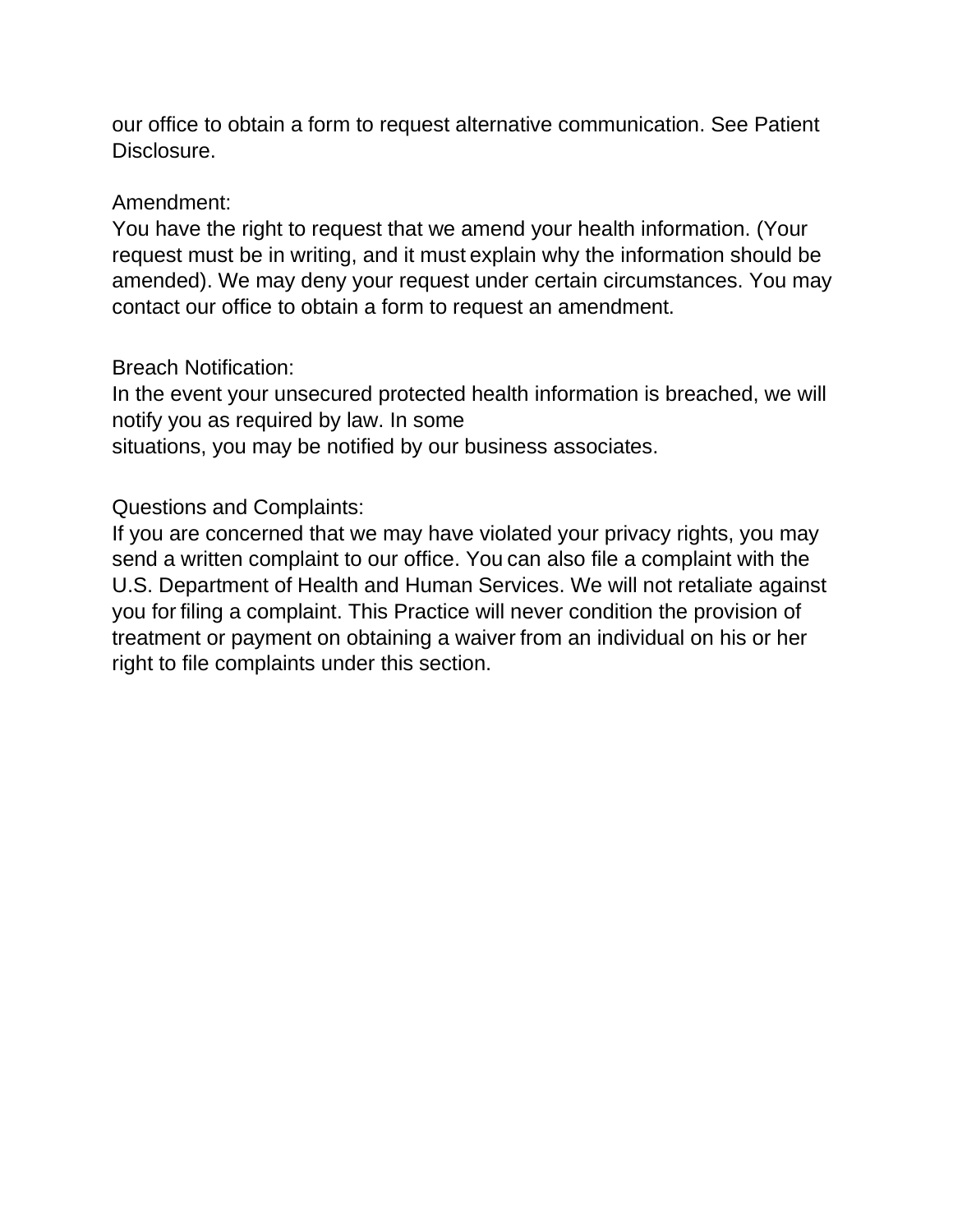our office to obtain a form to request alternative communication. See Patient Disclosure.

Amendment:

You have the right to request that we amend your health information. (Your request must be in writing, and it must explain why the information should be amended). We may deny your request under certain circumstances. You may contact our office to obtain a form to request an amendment.

Breach Notification:

In the event your unsecured protected health information is breached, we will notify you as required by law. In some situations, you may be notified by our business associates.

Questions and Complaints:

If you are concerned that we may have violated your privacy rights, you may send a written complaint to our office. You can also file a complaint with the U.S. Department of Health and Human Services. We will not retaliate against you for filing a complaint. This Practice will never condition the provision of treatment or payment on obtaining a waiver from an individual on his or her right to file complaints under this section.